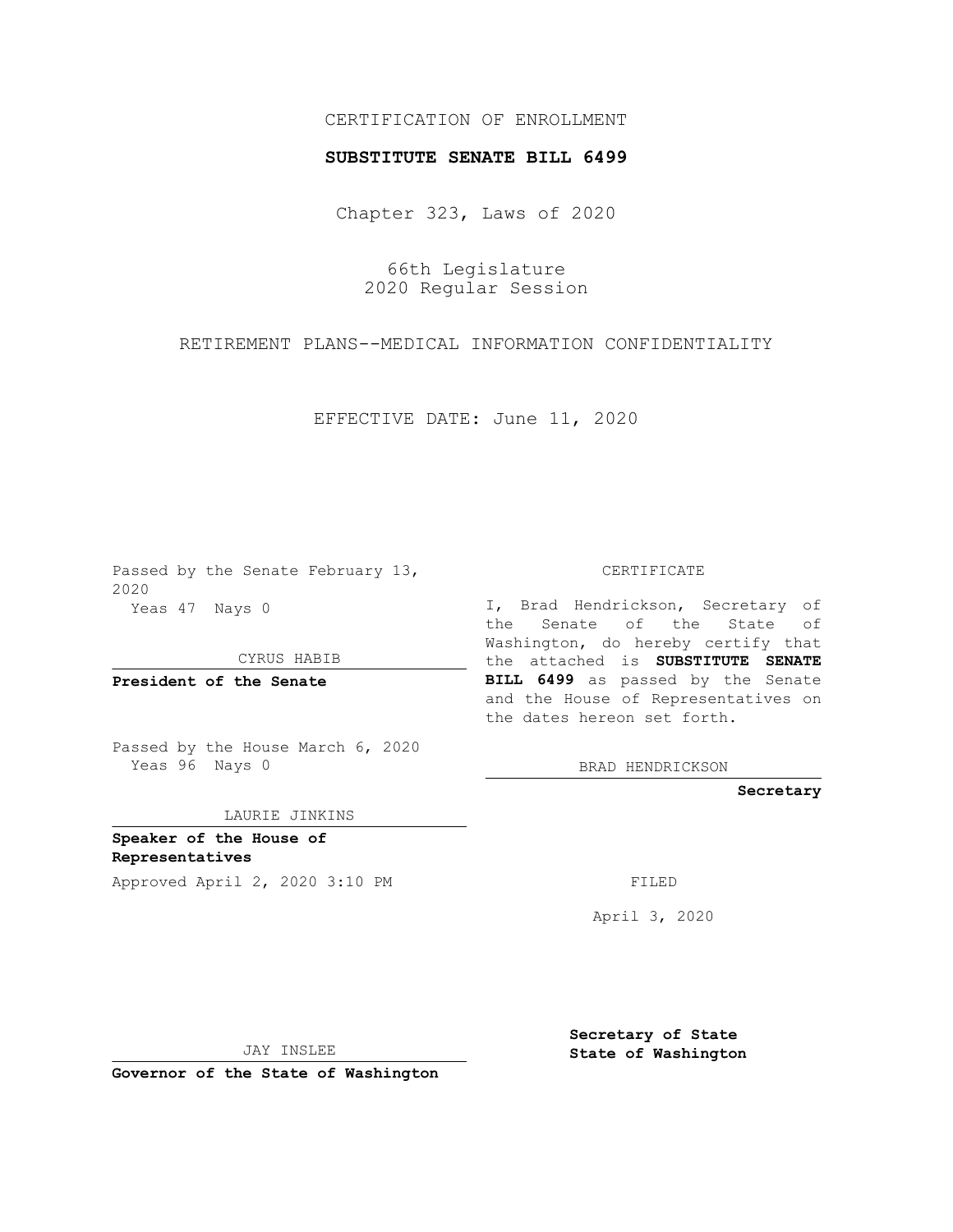CERTIFICATION OF ENROLLMENT

**SUBSTITUTE SENATE BILL 6499**

Chapter 323, Laws of 2020

66th Legislature
2020 Regular Session

RETIREMENT PLANS--MEDICAL INFORMATION CONFIDENTIALITY

EFFECTIVE DATE: June 11, 2020

Passed by the Senate February 13, 2020
Yeas 47 Nays 0

CYRUS HABIB

**President of the Senate**

Passed by the House March 6, 2020
Yeas 96 Nays 0

LAURIE JINKINS

**Speaker of the House of Representatives**

Approved April 2, 2020 3:10 PM

JAY INSLEE

**Governor of the State of Washington**

CERTIFICATE

I, Brad Hendrickson, Secretary of the Senate of the State of Washington, do hereby certify that the attached is **SUBSTITUTE SENATE BILL 6499** as passed by the Senate and the House of Representatives on the dates hereon set forth.

BRAD HENDRICKSON

**Secretary**

FILED

April 3, 2020

**Secretary of State**
**State of Washington**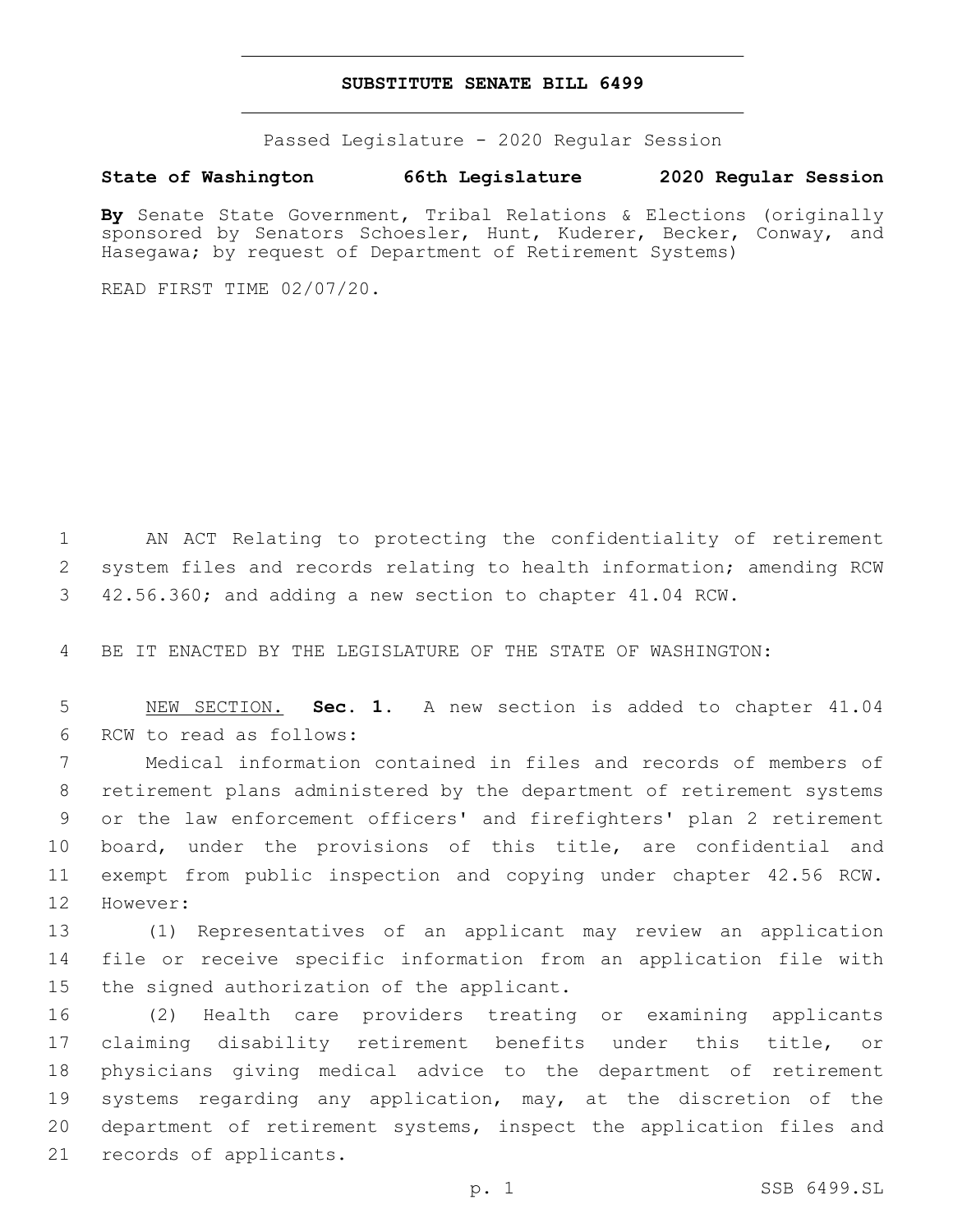**SUBSTITUTE SENATE BILL 6499**

Passed Legislature - 2020 Regular Session

**State of Washington 66th Legislature 2020 Regular Session**

**By** Senate State Government, Tribal Relations & Elections (originally sponsored by Senators Schoesler, Hunt, Kuderer, Becker, Conway, and Hasegawa; by request of Department of Retirement Systems)

READ FIRST TIME 02/07/20.

AN ACT Relating to protecting the confidentiality of retirement system files and records relating to health information; amending RCW 42.56.360; and adding a new section to chapter 41.04 RCW.

BE IT ENACTED BY THE LEGISLATURE OF THE STATE OF WASHINGTON:

NEW SECTION. **Sec. 1.** A new section is added to chapter 41.04 RCW to read as follows:

Medical information contained in files and records of members of retirement plans administered by the department of retirement systems or the law enforcement officers' and firefighters' plan 2 retirement board, under the provisions of this title, are confidential and exempt from public inspection and copying under chapter 42.56 RCW. However:

(1) Representatives of an applicant may review an application file or receive specific information from an application file with the signed authorization of the applicant.

(2) Health care providers treating or examining applicants claiming disability retirement benefits under this title, or physicians giving medical advice to the department of retirement systems regarding any application, may, at the discretion of the department of retirement systems, inspect the application files and records of applicants.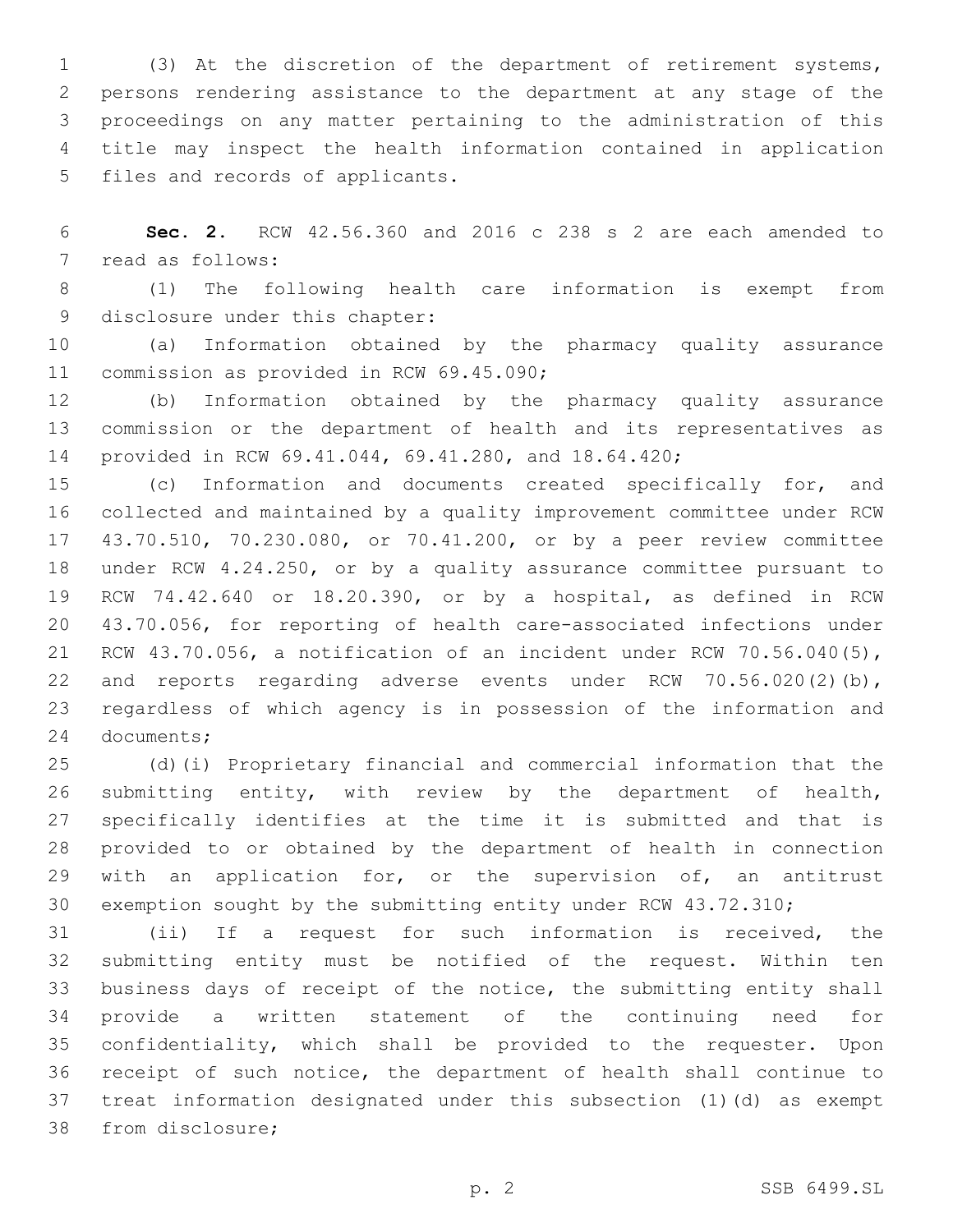(3) At the discretion of the department of retirement systems, persons rendering assistance to the department at any stage of the proceedings on any matter pertaining to the administration of this title may inspect the health information contained in application files and records of applicants.

**Sec. 2.** RCW 42.56.360 and 2016 c 238 s 2 are each amended to read as follows:

(1) The following health care information is exempt from disclosure under this chapter:

(a) Information obtained by the pharmacy quality assurance commission as provided in RCW 69.45.090;

(b) Information obtained by the pharmacy quality assurance commission or the department of health and its representatives as provided in RCW 69.41.044, 69.41.280, and 18.64.420;

(c) Information and documents created specifically for, and collected and maintained by a quality improvement committee under RCW 43.70.510, 70.230.080, or 70.41.200, or by a peer review committee under RCW 4.24.250, or by a quality assurance committee pursuant to RCW 74.42.640 or 18.20.390, or by a hospital, as defined in RCW 43.70.056, for reporting of health care-associated infections under RCW 43.70.056, a notification of an incident under RCW 70.56.040(5), and reports regarding adverse events under RCW 70.56.020(2)(b), regardless of which agency is in possession of the information and documents;

(d)(i) Proprietary financial and commercial information that the submitting entity, with review by the department of health, specifically identifies at the time it is submitted and that is provided to or obtained by the department of health in connection with an application for, or the supervision of, an antitrust exemption sought by the submitting entity under RCW 43.72.310;

(ii) If a request for such information is received, the submitting entity must be notified of the request. Within ten business days of receipt of the notice, the submitting entity shall provide a written statement of the continuing need for confidentiality, which shall be provided to the requester. Upon receipt of such notice, the department of health shall continue to treat information designated under this subsection (1)(d) as exempt from disclosure;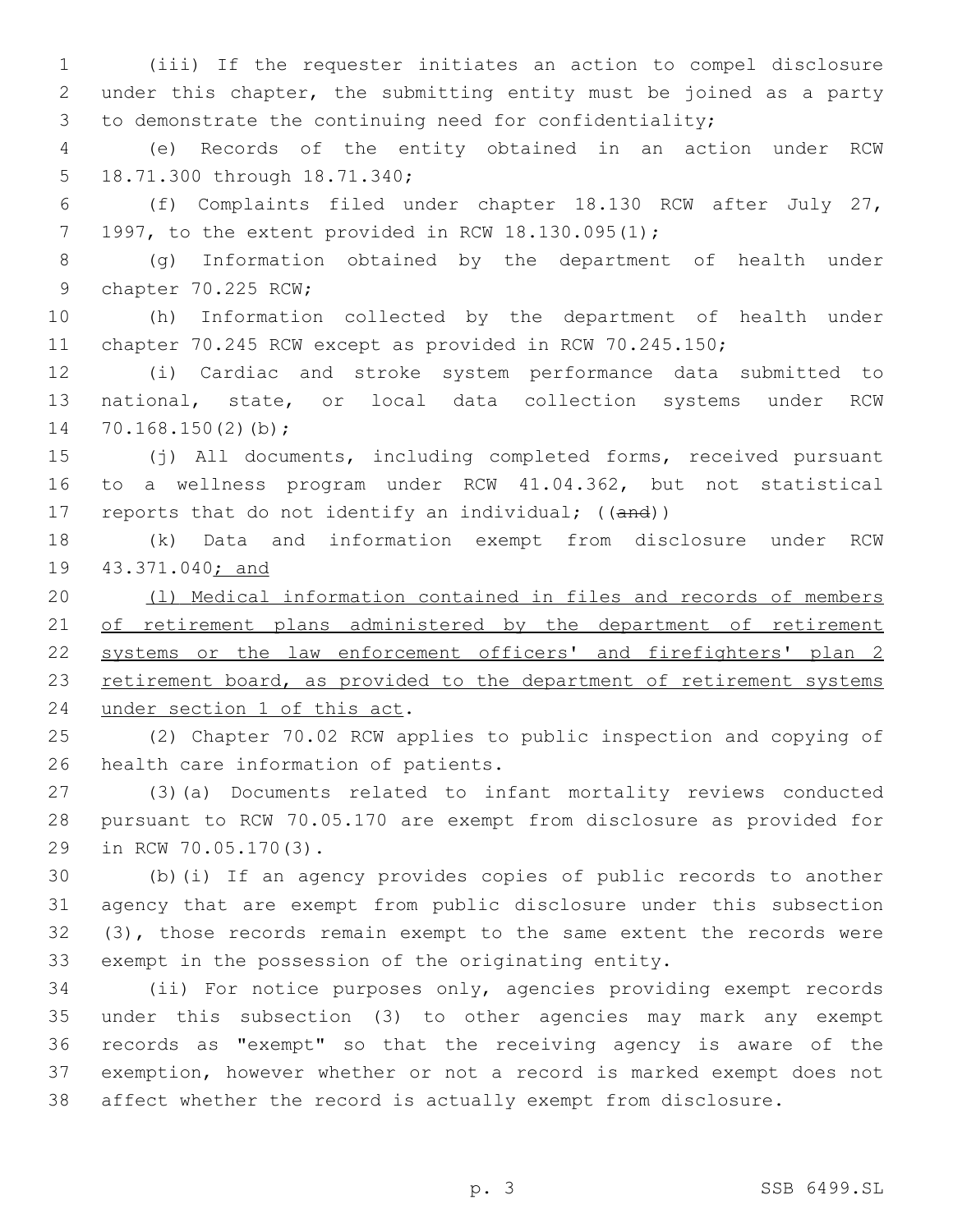(iii) If the requester initiates an action to compel disclosure under this chapter, the submitting entity must be joined as a party to demonstrate the continuing need for confidentiality;

(e) Records of the entity obtained in an action under RCW 18.71.300 through 18.71.340;

(f) Complaints filed under chapter 18.130 RCW after July 27, 1997, to the extent provided in RCW 18.130.095(1);

(g) Information obtained by the department of health under chapter 70.225 RCW;

(h) Information collected by the department of health under chapter 70.245 RCW except as provided in RCW 70.245.150;

(i) Cardiac and stroke system performance data submitted to national, state, or local data collection systems under RCW 70.168.150(2)(b);

(j) All documents, including completed forms, received pursuant to a wellness program under RCW 41.04.362, but not statistical reports that do not identify an individual; ((~~and~~))

(k) Data and information exempt from disclosure under RCW 43.371.040<u>; and</u>

<u>(l) Medical information contained in files and records of members of retirement plans administered by the department of retirement systems or the law enforcement officers' and firefighters' plan 2 retirement board, as provided to the department of retirement systems under section 1 of this act</u>.

(2) Chapter 70.02 RCW applies to public inspection and copying of health care information of patients.

(3)(a) Documents related to infant mortality reviews conducted pursuant to RCW 70.05.170 are exempt from disclosure as provided for in RCW 70.05.170(3).

(b)(i) If an agency provides copies of public records to another agency that are exempt from public disclosure under this subsection (3), those records remain exempt to the same extent the records were exempt in the possession of the originating entity.

(ii) For notice purposes only, agencies providing exempt records under this subsection (3) to other agencies may mark any exempt records as "exempt" so that the receiving agency is aware of the exemption, however whether or not a record is marked exempt does not affect whether the record is actually exempt from disclosure.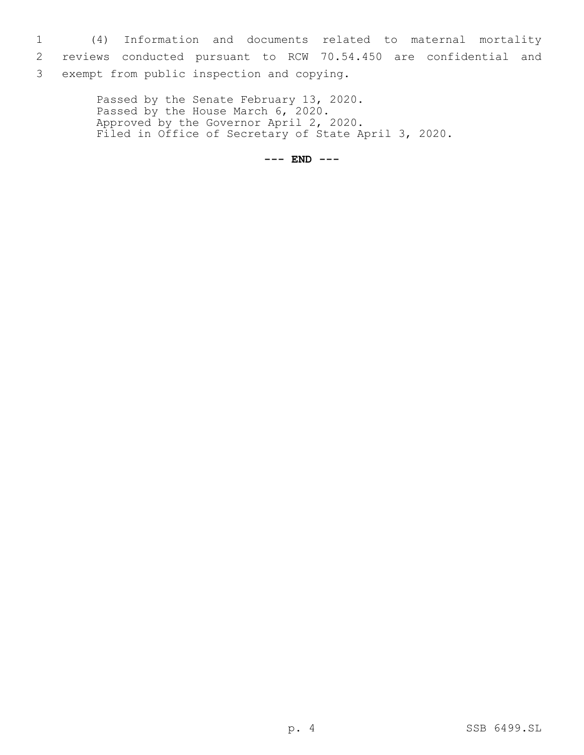(4) Information and documents related to maternal mortality reviews conducted pursuant to RCW 70.54.450 are confidential and exempt from public inspection and copying.

Passed by the Senate February 13, 2020.
Passed by the House March 6, 2020.
Approved by the Governor April 2, 2020.
Filed in Office of Secretary of State April 3, 2020.

**--- END ---**